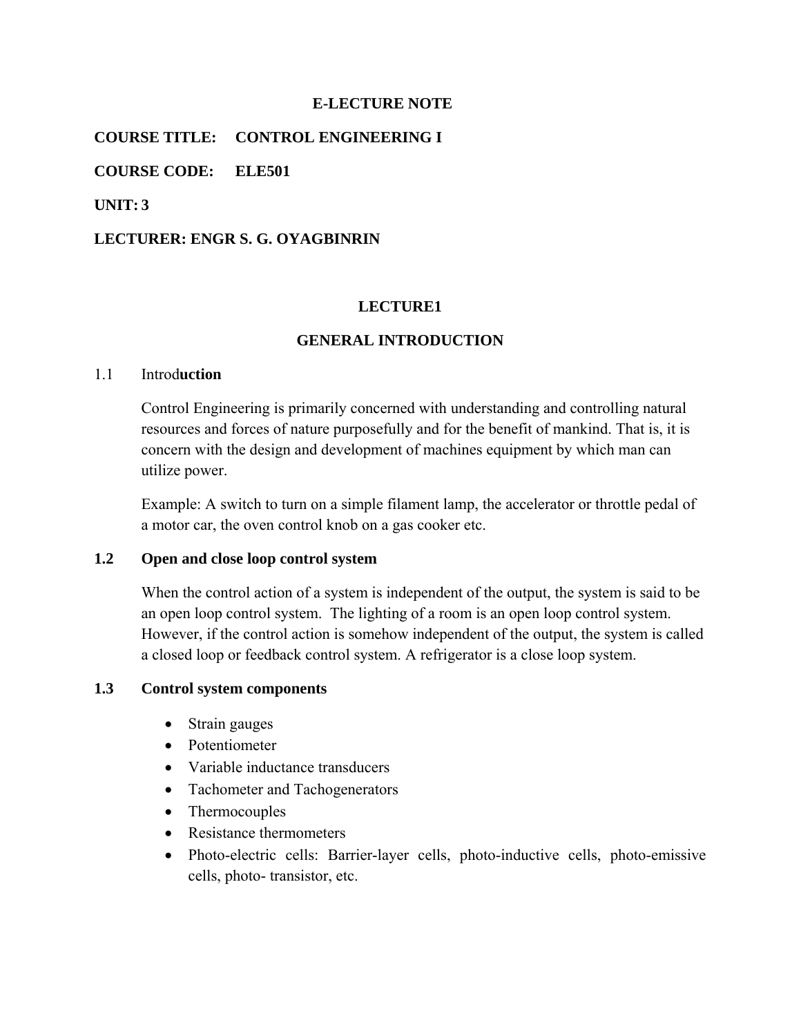**E-LECTURE NOTE**

**COURSE TITLE: CONTROL ENGINEERING I**

**COURSE CODE: ELE501**

**UNIT: 3**

**LECTURER: ENGR S. G. OYAGBINRIN**

# LECTURE1

## GENERAL INTRODUCTION

### 1.1 Introd**uction**

Control Engineering is primarily concerned with understanding and controlling natural resources and forces of nature purposefully and for the benefit of mankind. That is, it is concern with the design and development of machines equipment by which man can utilize power.

Example: A switch to turn on a simple filament lamp, the accelerator or throttle pedal of a motor car, the oven control knob on a gas cooker etc.

### 1.2 Open and close loop control system

When the control action of a system is independent of the output, the system is said to be an open loop control system. The lighting of a room is an open loop control system. However, if the control action is somehow independent of the output, the system is called a closed loop or feedback control system. A refrigerator is a close loop system.

### 1.3 Control system components

- Strain gauges
- Potentiometer
- Variable inductance transducers
- Tachometer and Tachogenerators
- Thermocouples
- Resistance thermometers
- Photo-electric cells: Barrier-layer cells, photo-inductive cells, photo-emissive cells, photo- transistor, etc.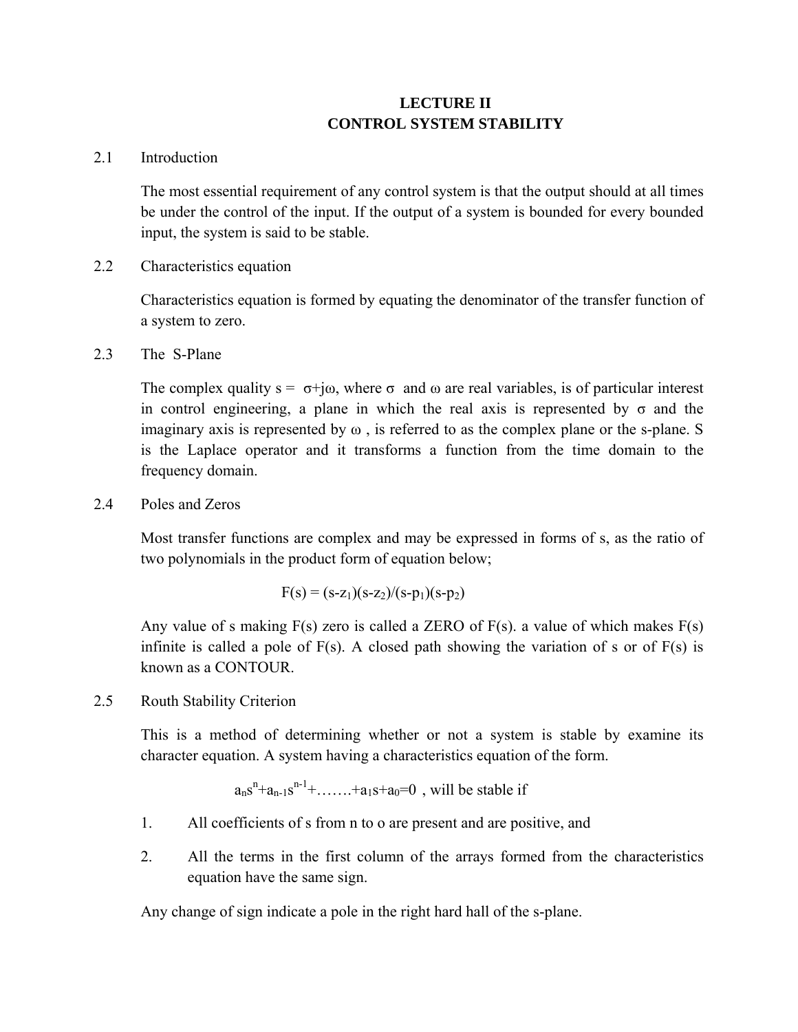# LECTURE II
# CONTROL SYSTEM STABILITY

## 2.1 Introduction

The most essential requirement of any control system is that the output should at all times be under the control of the input. If the output of a system is bounded for every bounded input, the system is said to be stable.

## 2.2 Characteristics equation

Characteristics equation is formed by equating the denominator of the transfer function of a system to zero.

## 2.3 The S-Plane

The complex quality $s = \sigma + j\omega$, where $\sigma$ and $\omega$ are real variables, is of particular interest in control engineering, a plane in which the real axis is represented by $\sigma$ and the imaginary axis is represented by $\omega$ , is referred to as the complex plane or the s-plane. S is the Laplace operator and it transforms a function from the time domain to the frequency domain.

## 2.4 Poles and Zeros

Most transfer functions are complex and may be expressed in forms of s, as the ratio of two polynomials in the product form of equation below;

$$F(s) = (s-z_1)(s-z_2)/(s-p_1)(s-p_2)$$

Any value of s making F(s) zero is called a ZERO of F(s). a value of which makes F(s) infinite is called a pole of F(s). A closed path showing the variation of s or of F(s) is known as a CONTOUR.

## 2.5 Routh Stability Criterion

This is a method of determining whether or not a system is stable by examine its character equation. A system having a characteristics equation of the form.

$$a_n s^n + a_{n-1} s^{n-1} + \ldots\ldots + a_1 s + a_0 = 0$$ , will be stable if

1. All coefficients of s from n to o are present and are positive, and
2. All the terms in the first column of the arrays formed from the characteristics equation have the same sign.

Any change of sign indicate a pole in the right hard hall of the s-plane.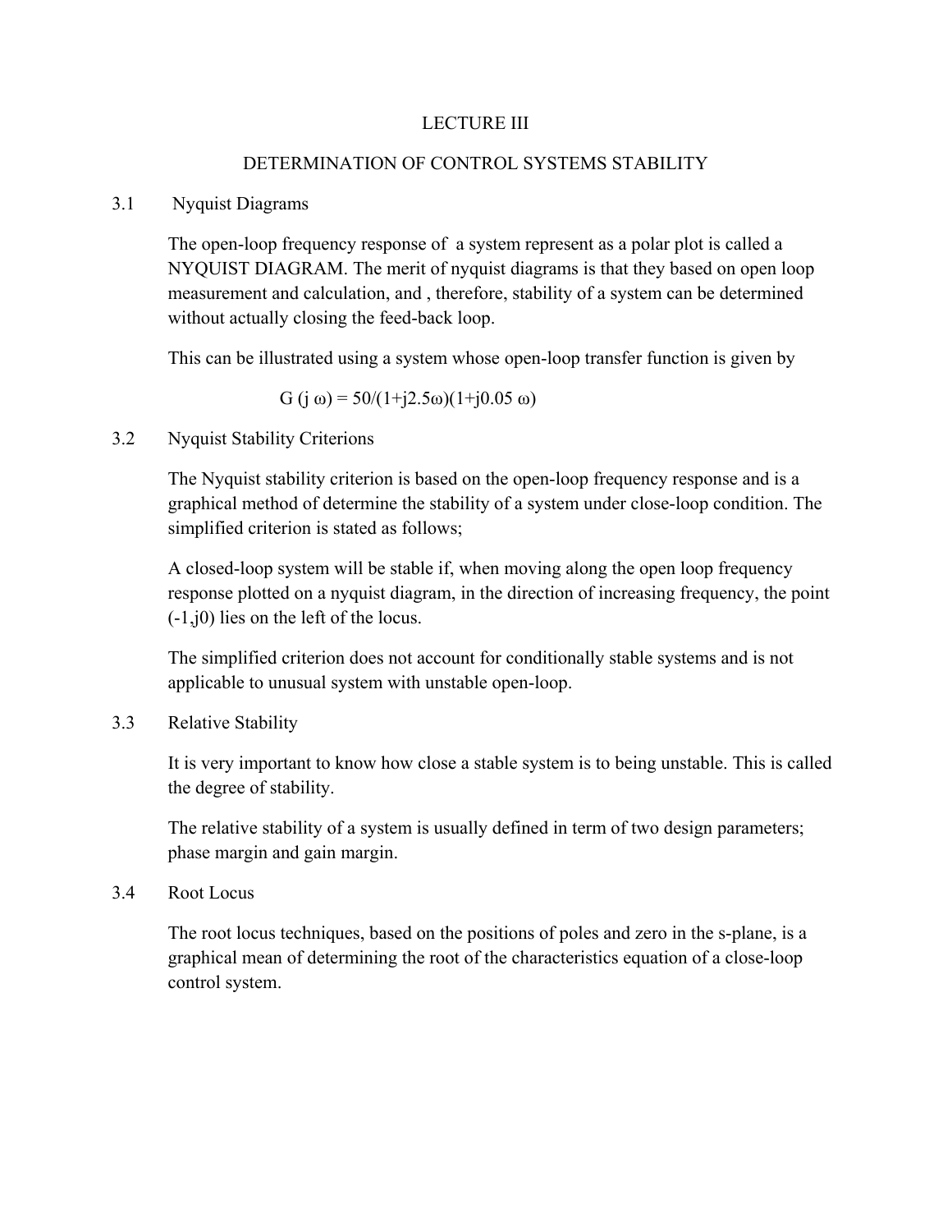# LECTURE III

## DETERMINATION OF CONTROL SYSTEMS STABILITY

### 3.1 Nyquist Diagrams

The open-loop frequency response of a system represent as a polar plot is called a NYQUIST DIAGRAM. The merit of nyquist diagrams is that they based on open loop measurement and calculation, and , therefore, stability of a system can be determined without actually closing the feed-back loop.

This can be illustrated using a system whose open-loop transfer function is given by

$$G(j\omega) = 50/(1+j2.5\omega)(1+j0.05\omega)$$

### 3.2 Nyquist Stability Criterions

The Nyquist stability criterion is based on the open-loop frequency response and is a graphical method of determine the stability of a system under close-loop condition. The simplified criterion is stated as follows;

A closed-loop system will be stable if, when moving along the open loop frequency response plotted on a nyquist diagram, in the direction of increasing frequency, the point (-1,j0) lies on the left of the locus.

The simplified criterion does not account for conditionally stable systems and is not applicable to unusual system with unstable open-loop.

### 3.3 Relative Stability

It is very important to know how close a stable system is to being unstable. This is called the degree of stability.

The relative stability of a system is usually defined in term of two design parameters; phase margin and gain margin.

### 3.4 Root Locus

The root locus techniques, based on the positions of poles and zero in the s-plane, is a graphical mean of determining the root of the characteristics equation of a close-loop control system.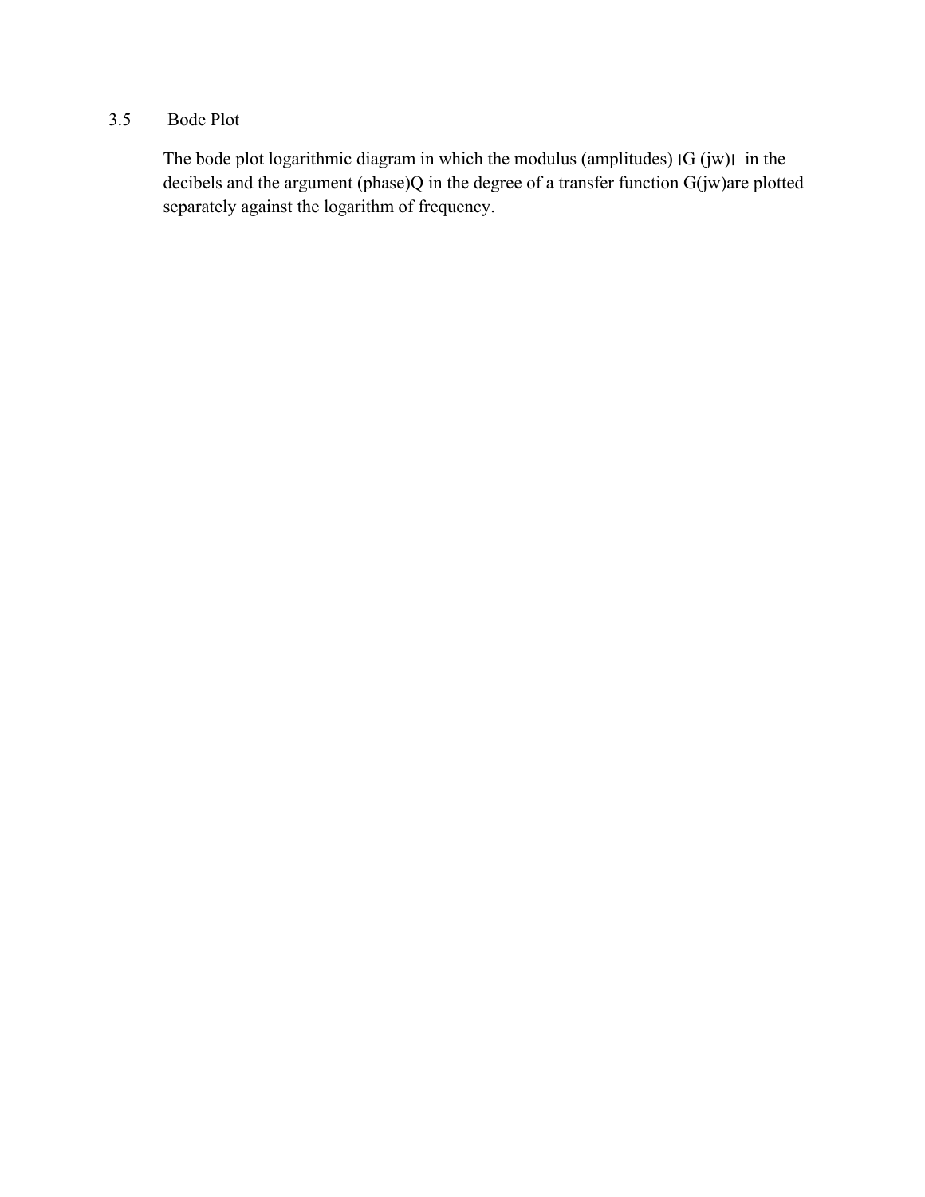## 3.5 Bode Plot

The bode plot logarithmic diagram in which the modulus (amplitudes) $|G(jw)|$ in the decibels and the argument (phase)Q in the degree of a transfer function $G(jw)$are plotted separately against the logarithm of frequency.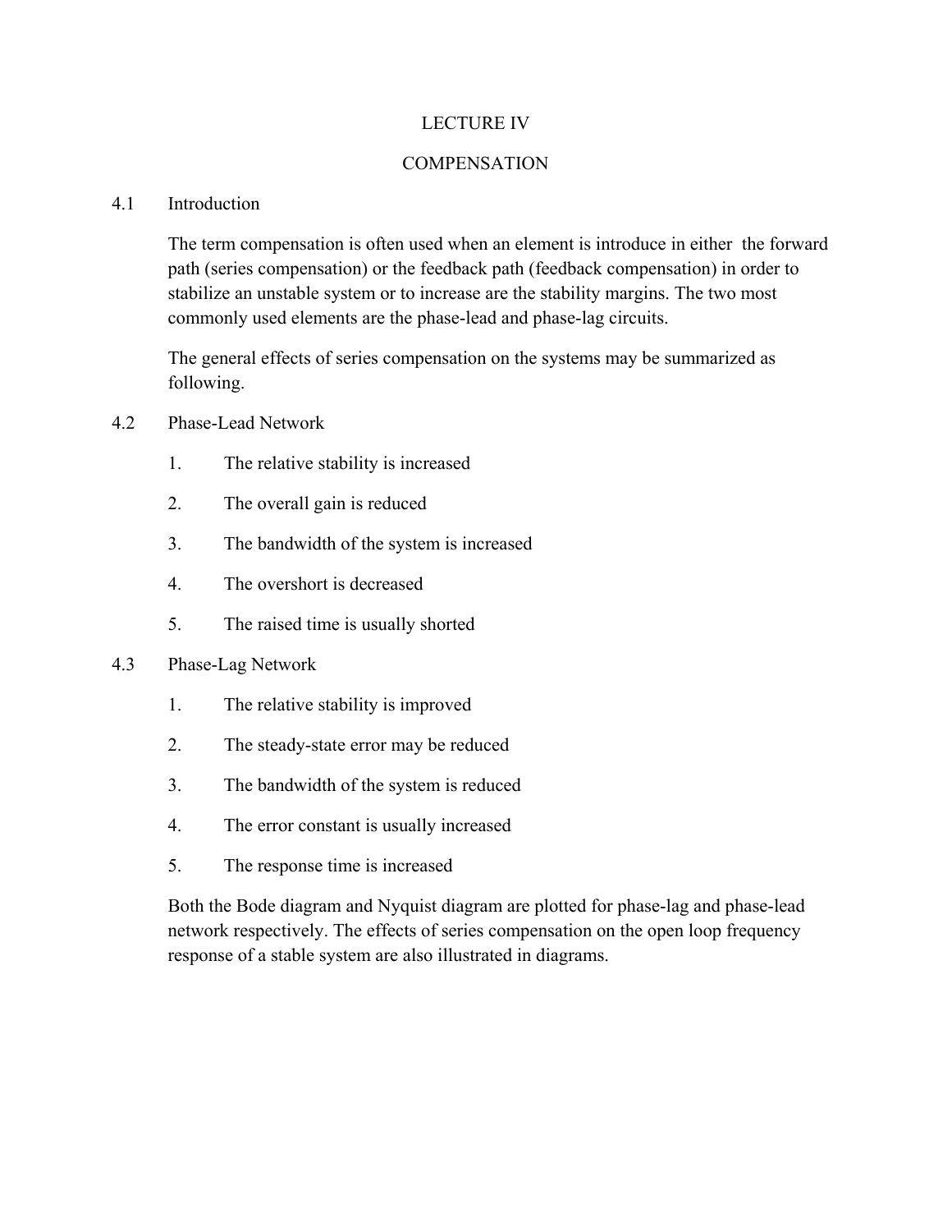# LECTURE IV

# COMPENSATION

## 4.1 Introduction

The term compensation is often used when an element is introduce in either the forward path (series compensation) or the feedback path (feedback compensation) in order to stabilize an unstable system or to increase are the stability margins. The two most commonly used elements are the phase-lead and phase-lag circuits.

The general effects of series compensation on the systems may be summarized as following.

## 4.2 Phase-Lead Network

1. The relative stability is increased
2. The overall gain is reduced
3. The bandwidth of the system is increased
4. The overshort is decreased
5. The raised time is usually shorted

## 4.3 Phase-Lag Network

1. The relative stability is improved
2. The steady-state error may be reduced
3. The bandwidth of the system is reduced
4. The error constant is usually increased
5. The response time is increased

Both the Bode diagram and Nyquist diagram are plotted for phase-lag and phase-lead network respectively. The effects of series compensation on the open loop frequency response of a stable system are also illustrated in diagrams.